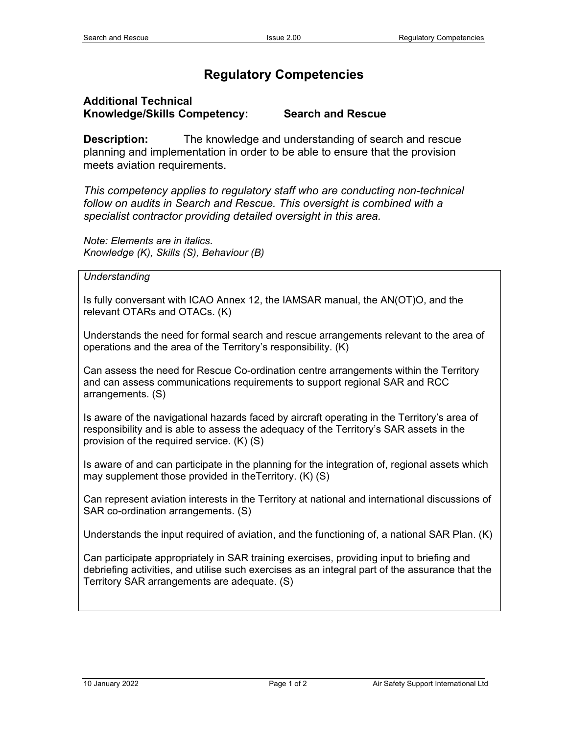# Regulatory Competencies

**Additional Technical Knowledge/Skills Competency: Search and Rescue**

**Description:** The knowledge and understanding of search and rescue planning and implementation in order to be able to ensure that the provision meets aviation requirements.

*This competency applies to regulatory staff who are conducting non-technical follow on audits in Search and Rescue. This oversight is combined with a specialist contractor providing detailed oversight in this area.*

*Note: Elements are in italics.*
*Knowledge (K), Skills (S), Behaviour (B)*

*Understanding*

Is fully conversant with ICAO Annex 12, the IAMSAR manual, the AN(OT)O, and the relevant OTARs and OTACs. (K)

Understands the need for formal search and rescue arrangements relevant to the area of operations and the area of the Territory's responsibility. (K)

Can assess the need for Rescue Co-ordination centre arrangements within the Territory and can assess communications requirements to support regional SAR and RCC arrangements. (S)

Is aware of the navigational hazards faced by aircraft operating in the Territory's area of responsibility and is able to assess the adequacy of the Territory's SAR assets in the provision of the required service. (K) (S)

Is aware of and can participate in the planning for the integration of, regional assets which may supplement those provided in theTerritory. (K) (S)

Can represent aviation interests in the Territory at national and international discussions of SAR co-ordination arrangements. (S)

Understands the input required of aviation, and the functioning of, a national SAR Plan. (K)

Can participate appropriately in SAR training exercises, providing input to briefing and debriefing activities, and utilise such exercises as an integral part of the assurance that the Territory SAR arrangements are adequate. (S)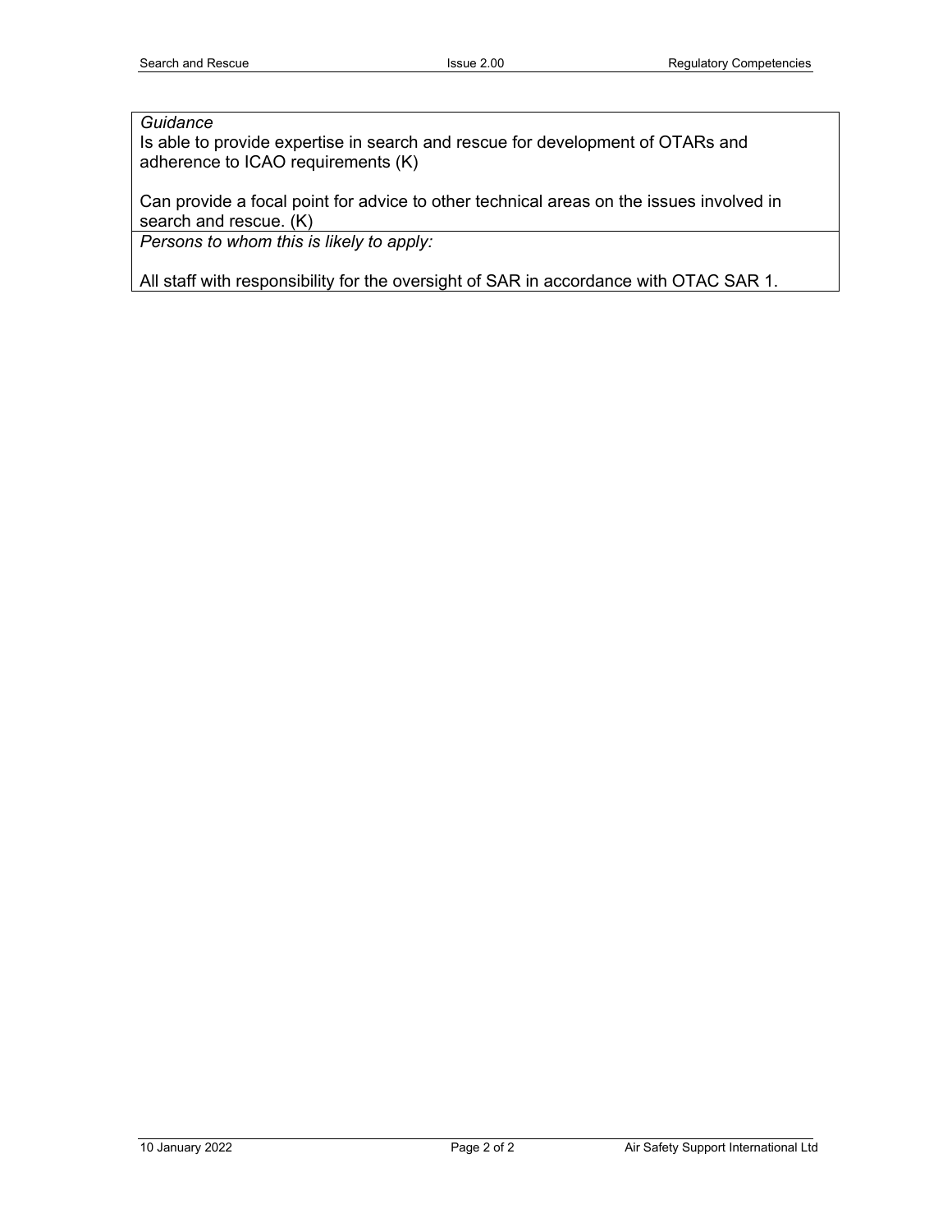| |
| --- |
| *Guidance*<br>Is able to provide expertise in search and rescue for development of OTARs and adherence to ICAO requirements (K)<br><br>Can provide a focal point for advice to other technical areas on the issues involved in search and rescue. (K) |
| *Persons to whom this is likely to apply:*<br><br>All staff with responsibility for the oversight of SAR in accordance with OTAC SAR 1. |